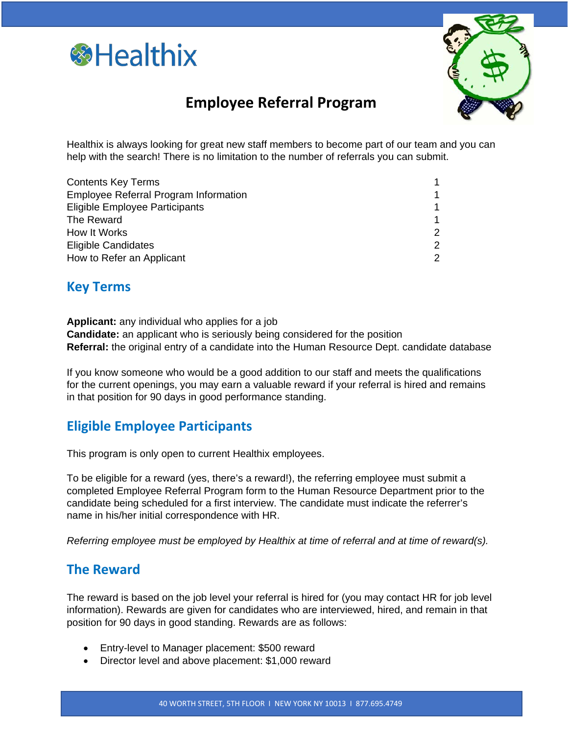Healthix

# Employee Referral Program

Healthix is always looking for great new staff members to become part of our team and you can help with the search! There is no limitation to the number of referrals you can submit.

| Contents Key Terms | 1 |
| --- | --- |
| Employee Referral Program Information | 1 |
| Eligible Employee Participants | 1 |
| The Reward | 1 |
| How It Works | 2 |
| Eligible Candidates | 2 |
| How to Refer an Applicant | 2 |

## Key Terms

**Applicant:** any individual who applies for a job
**Candidate:** an applicant who is seriously being considered for the position
**Referral:** the original entry of a candidate into the Human Resource Dept. candidate database

If you know someone who would be a good addition to our staff and meets the qualifications for the current openings, you may earn a valuable reward if your referral is hired and remains in that position for 90 days in good performance standing.

## Eligible Employee Participants

This program is only open to current Healthix employees.

To be eligible for a reward (yes, there's a reward!), the referring employee must submit a completed Employee Referral Program form to the Human Resource Department prior to the candidate being scheduled for a first interview. The candidate must indicate the referrer's name in his/her initial correspondence with HR.

*Referring employee must be employed by Healthix at time of referral and at time of reward(s).*

## The Reward

The reward is based on the job level your referral is hired for (you may contact HR for job level information). Rewards are given for candidates who are interviewed, hired, and remain in that position for 90 days in good standing. Rewards are as follows:

- Entry-level to Manager placement: $500 reward
- Director level and above placement: $1,000 reward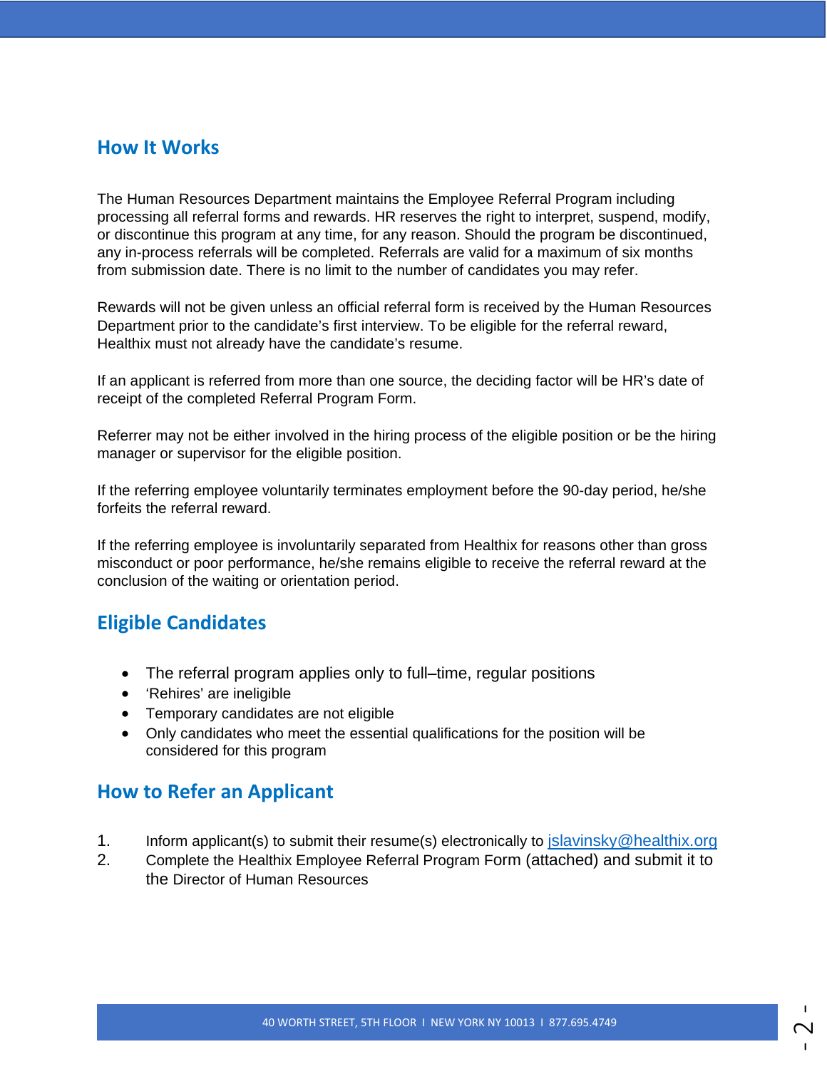## How It Works

The Human Resources Department maintains the Employee Referral Program including processing all referral forms and rewards. HR reserves the right to interpret, suspend, modify, or discontinue this program at any time, for any reason. Should the program be discontinued, any in-process referrals will be completed. Referrals are valid for a maximum of six months from submission date. There is no limit to the number of candidates you may refer.

Rewards will not be given unless an official referral form is received by the Human Resources Department prior to the candidate's first interview. To be eligible for the referral reward, Healthix must not already have the candidate's resume.

If an applicant is referred from more than one source, the deciding factor will be HR's date of receipt of the completed Referral Program Form.

Referrer may not be either involved in the hiring process of the eligible position or be the hiring manager or supervisor for the eligible position.

If the referring employee voluntarily terminates employment before the 90-day period, he/she forfeits the referral reward.

If the referring employee is involuntarily separated from Healthix for reasons other than gross misconduct or poor performance, he/she remains eligible to receive the referral reward at the conclusion of the waiting or orientation period.

## Eligible Candidates

- The referral program applies only to full–time, regular positions
- 'Rehires' are ineligible
- Temporary candidates are not eligible
- Only candidates who meet the essential qualifications for the position will be considered for this program

## How to Refer an Applicant

1. Inform applicant(s) to submit their resume(s) electronically to jslavinsky@healthix.org
2. Complete the Healthix Employee Referral Program Form (attached) and submit it to the Director of Human Resources

40 WORTH STREET, 5TH FLOOR I NEW YORK NY 10013 I 877.695.4749